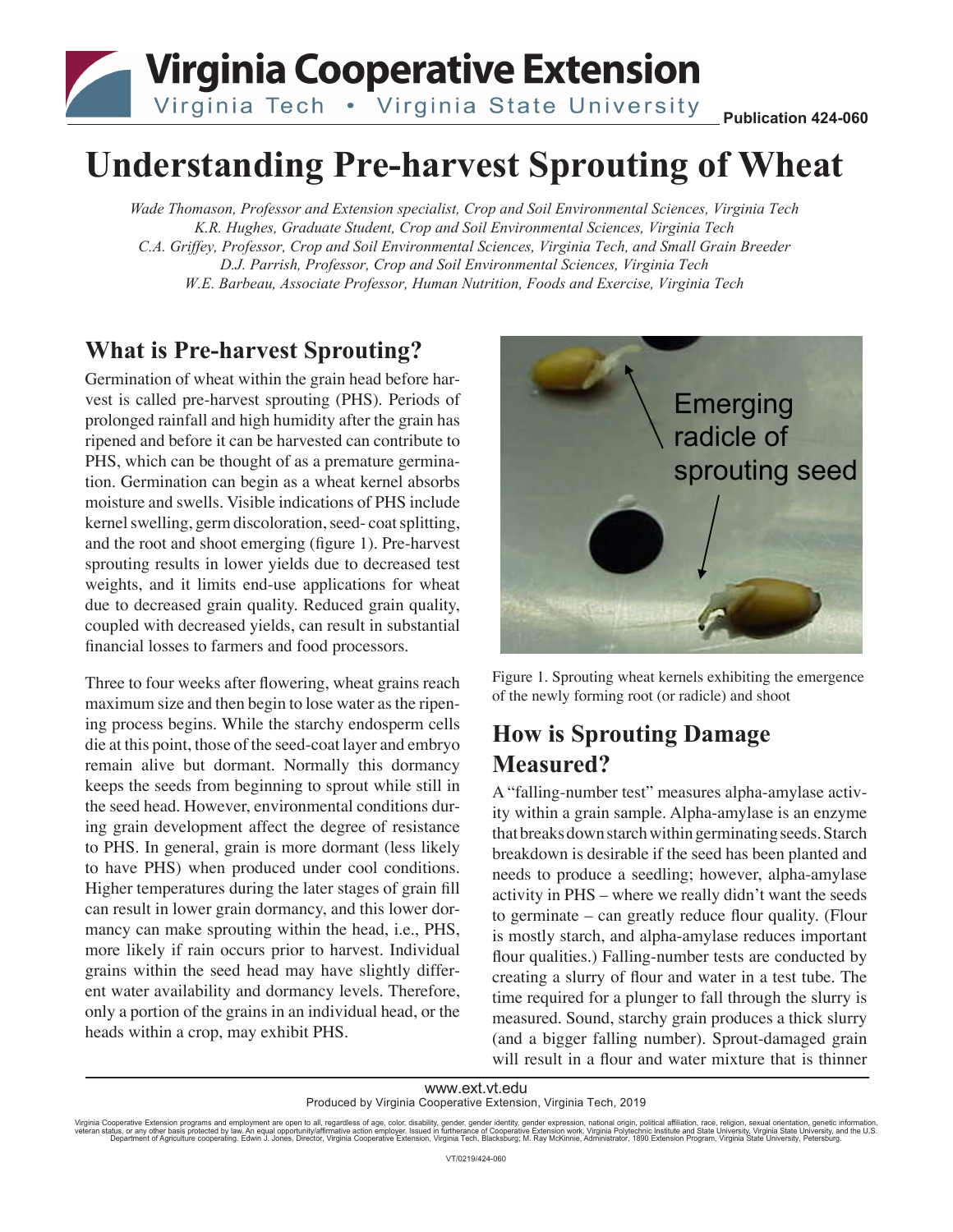Publication 424-060

# Understanding Pre-harvest Sprouting of Wheat

*Wade Thomason, Professor and Extension specialist, Crop and Soil Environmental Sciences, Virginia Tech*
*K.R. Hughes, Graduate Student, Crop and Soil Environmental Sciences, Virginia Tech*
*C.A. Griffey, Professor, Crop and Soil Environmental Sciences, Virginia Tech, and Small Grain Breeder*
*D.J. Parrish, Professor, Crop and Soil Environmental Sciences, Virginia Tech*
*W.E. Barbeau, Associate Professor, Human Nutrition, Foods and Exercise, Virginia Tech*

## What is Pre-harvest Sprouting?

Germination of wheat within the grain head before harvest is called pre-harvest sprouting (PHS). Periods of prolonged rainfall and high humidity after the grain has ripened and before it can be harvested can contribute to PHS, which can be thought of as a premature germination. Germination can begin as a wheat kernel absorbs moisture and swells. Visible indications of PHS include kernel swelling, germ discoloration, seed- coat splitting, and the root and shoot emerging (figure 1). Pre-harvest sprouting results in lower yields due to decreased test weights, and it limits end-use applications for wheat due to decreased grain quality. Reduced grain quality, coupled with decreased yields, can result in substantial financial losses to farmers and food processors.

Three to four weeks after flowering, wheat grains reach maximum size and then begin to lose water as the ripening process begins. While the starchy endosperm cells die at this point, those of the seed-coat layer and embryo remain alive but dormant. Normally this dormancy keeps the seeds from beginning to sprout while still in the seed head. However, environmental conditions during grain development affect the degree of resistance to PHS. In general, grain is more dormant (less likely to have PHS) when produced under cool conditions. Higher temperatures during the later stages of grain fill can result in lower grain dormancy, and this lower dormancy can make sprouting within the head, i.e., PHS, more likely if rain occurs prior to harvest. Individual grains within the seed head may have slightly different water availability and dormancy levels. Therefore, only a portion of the grains in an individual head, or the heads within a crop, may exhibit PHS.

Emerging radicle of sprouting seed

Figure 1. Sprouting wheat kernels exhibiting the emergence of the newly forming root (or radicle) and shoot

## How is Sprouting Damage Measured?

A "falling-number test" measures alpha-amylase activity within a grain sample. Alpha-amylase is an enzyme that breaks down starch within germinating seeds. Starch breakdown is desirable if the seed has been planted and needs to produce a seedling; however, alpha-amylase activity in PHS – where we really didn't want the seeds to germinate – can greatly reduce flour quality. (Flour is mostly starch, and alpha-amylase reduces important flour qualities.) Falling-number tests are conducted by creating a slurry of flour and water in a test tube. The time required for a plunger to fall through the slurry is measured. Sound, starchy grain produces a thick slurry (and a bigger falling number). Sprout-damaged grain will result in a flour and water mixture that is thinner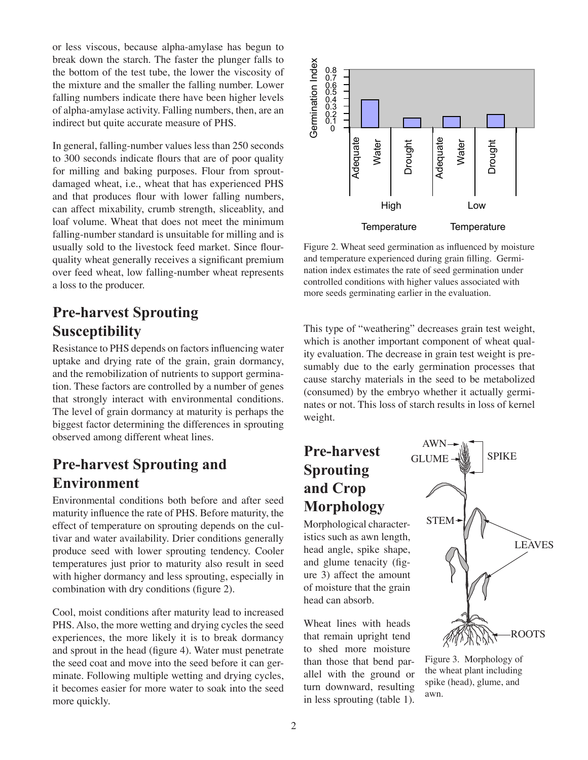or less viscous, because alpha-amylase has begun to break down the starch. The faster the plunger falls to the bottom of the test tube, the lower the viscosity of the mixture and the smaller the falling number. Lower falling numbers indicate there have been higher levels of alpha-amylase activity. Falling numbers, then, are an indirect but quite accurate measure of PHS.

In general, falling-number values less than 250 seconds to 300 seconds indicate flours that are of poor quality for milling and baking purposes. Flour from sprout-damaged wheat, i.e., wheat that has experienced PHS and that produces flour with lower falling numbers, can affect mixability, crumb strength, sliceablity, and loaf volume. Wheat that does not meet the minimum falling-number standard is unsuitable for milling and is usually sold to the livestock feed market. Since flour-quality wheat generally receives a significant premium over feed wheat, low falling-number wheat represents a loss to the producer.

## Pre-harvest Sprouting Susceptibility

Resistance to PHS depends on factors influencing water uptake and drying rate of the grain, grain dormancy, and the remobilization of nutrients to support germination. These factors are controlled by a number of genes that strongly interact with environmental conditions. The level of grain dormancy at maturity is perhaps the biggest factor determining the differences in sprouting observed among different wheat lines.

## Pre-harvest Sprouting and Environment

Environmental conditions both before and after seed maturity influence the rate of PHS. Before maturity, the effect of temperature on sprouting depends on the cultivar and water availability. Drier conditions generally produce seed with lower sprouting tendency. Cooler temperatures just prior to maturity also result in seed with higher dormancy and less sprouting, especially in combination with dry conditions (figure 2).

Cool, moist conditions after maturity lead to increased PHS. Also, the more wetting and drying cycles the seed experiences, the more likely it is to break dormancy and sprout in the head (figure 4). Water must penetrate the seed coat and move into the seed before it can germinate. Following multiple wetting and drying cycles, it becomes easier for more water to soak into the seed more quickly.

Figure 2. Wheat seed germination as influenced by moisture and temperature experienced during grain filling. Germination index estimates the rate of seed germination under controlled conditions with higher values associated with more seeds germinating earlier in the evaluation.

This type of "weathering" decreases grain test weight, which is another important component of wheat quality evaluation. The decrease in grain test weight is presumably due to the early germination processes that cause starchy materials in the seed to be metabolized (consumed) by the embryo whether it actually germinates or not. This loss of starch results in loss of kernel weight.

## Pre-harvest Sprouting and Crop Morphology

Morphological characteristics such as awn length, head angle, spike shape, and glume tenacity (figure 3) affect the amount of moisture that the grain head can absorb.

Wheat lines with heads that remain upright tend to shed more moisture than those that bend parallel with the ground or turn downward, resulting in less sprouting (table 1).

Figure 3. Morphology of the wheat plant including spike (head), glume, and awn.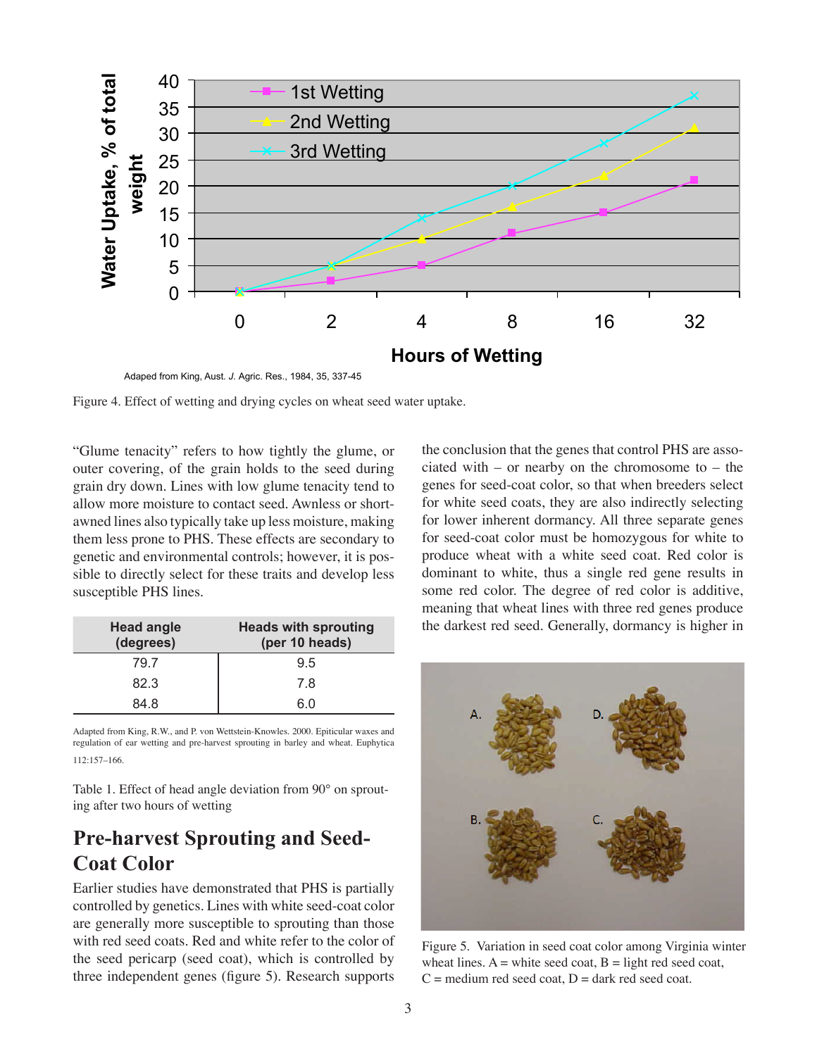Adaped from King, Aust. *J.* Agric. Res., 1984, 35, 337-45

Figure 4. Effect of wetting and drying cycles on wheat seed water uptake.

"Glume tenacity" refers to how tightly the glume, or outer covering, of the grain holds to the seed during grain dry down. Lines with low glume tenacity tend to allow more moisture to contact seed. Awnless or short-awned lines also typically take up less moisture, making them less prone to PHS. These effects are secondary to genetic and environmental controls; however, it is possible to directly select for these traits and develop less susceptible PHS lines.

| Head angle (degrees) | Heads with sprouting (per 10 heads) |
|---|---|
| 79.7 | 9.5 |
| 82.3 | 7.8 |
| 84.8 | 6.0 |

Adapted from King, R.W., and P. von Wettstein-Knowles. 2000. Epiticular waxes and regulation of ear wetting and pre-harvest sprouting in barley and wheat. Euphytica 112:157–166.

Table 1. Effect of head angle deviation from 90° on sprouting after two hours of wetting

## Pre-harvest Sprouting and Seed-Coat Color

Earlier studies have demonstrated that PHS is partially controlled by genetics. Lines with white seed-coat color are generally more susceptible to sprouting than those with red seed coats. Red and white refer to the color of the seed pericarp (seed coat), which is controlled by three independent genes (figure 5). Research supports the conclusion that the genes that control PHS are associated with – or nearby on the chromosome to – the genes for seed-coat color, so that when breeders select for white seed coats, they are also indirectly selecting for lower inherent dormancy. All three separate genes for seed-coat color must be homozygous for white to produce wheat with a white seed coat. Red color is dominant to white, thus a single red gene results in some red color. The degree of red color is additive, meaning that wheat lines with three red genes produce the darkest red seed. Generally, dormancy is higher in

Figure 5. Variation in seed coat color among Virginia winter wheat lines. A = white seed coat, B = light red seed coat, C = medium red seed coat, D = dark red seed coat.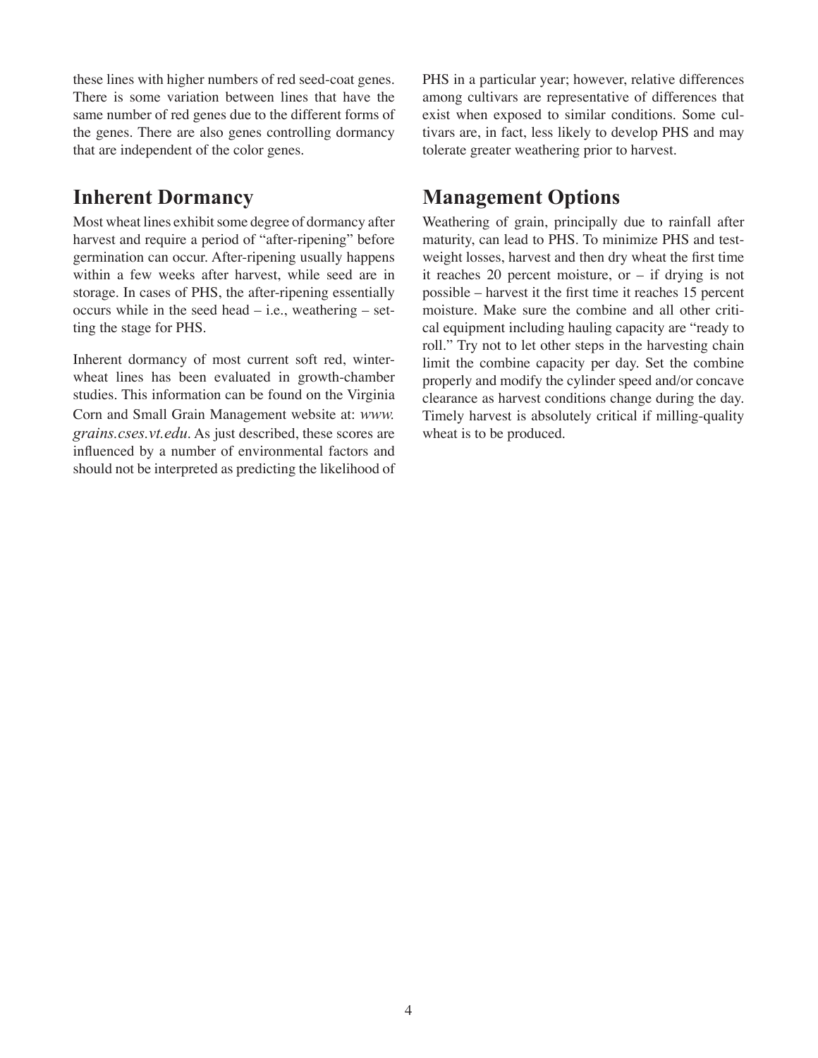these lines with higher numbers of red seed-coat genes. There is some variation between lines that have the same number of red genes due to the different forms of the genes. There are also genes controlling dormancy that are independent of the color genes.

## Inherent Dormancy

Most wheat lines exhibit some degree of dormancy after harvest and require a period of "after-ripening" before germination can occur. After-ripening usually happens within a few weeks after harvest, while seed are in storage. In cases of PHS, the after-ripening essentially occurs while in the seed head – i.e., weathering – setting the stage for PHS.

Inherent dormancy of most current soft red, winter-wheat lines has been evaluated in growth-chamber studies. This information can be found on the Virginia Corn and Small Grain Management website at: *www.grains.cses.vt.edu*. As just described, these scores are influenced by a number of environmental factors and should not be interpreted as predicting the likelihood of PHS in a particular year; however, relative differences among cultivars are representative of differences that exist when exposed to similar conditions. Some cultivars are, in fact, less likely to develop PHS and may tolerate greater weathering prior to harvest.

## Management Options

Weathering of grain, principally due to rainfall after maturity, can lead to PHS. To minimize PHS and test-weight losses, harvest and then dry wheat the first time it reaches 20 percent moisture, or – if drying is not possible – harvest it the first time it reaches 15 percent moisture. Make sure the combine and all other critical equipment including hauling capacity are "ready to roll." Try not to let other steps in the harvesting chain limit the combine capacity per day. Set the combine properly and modify the cylinder speed and/or concave clearance as harvest conditions change during the day. Timely harvest is absolutely critical if milling-quality wheat is to be produced.